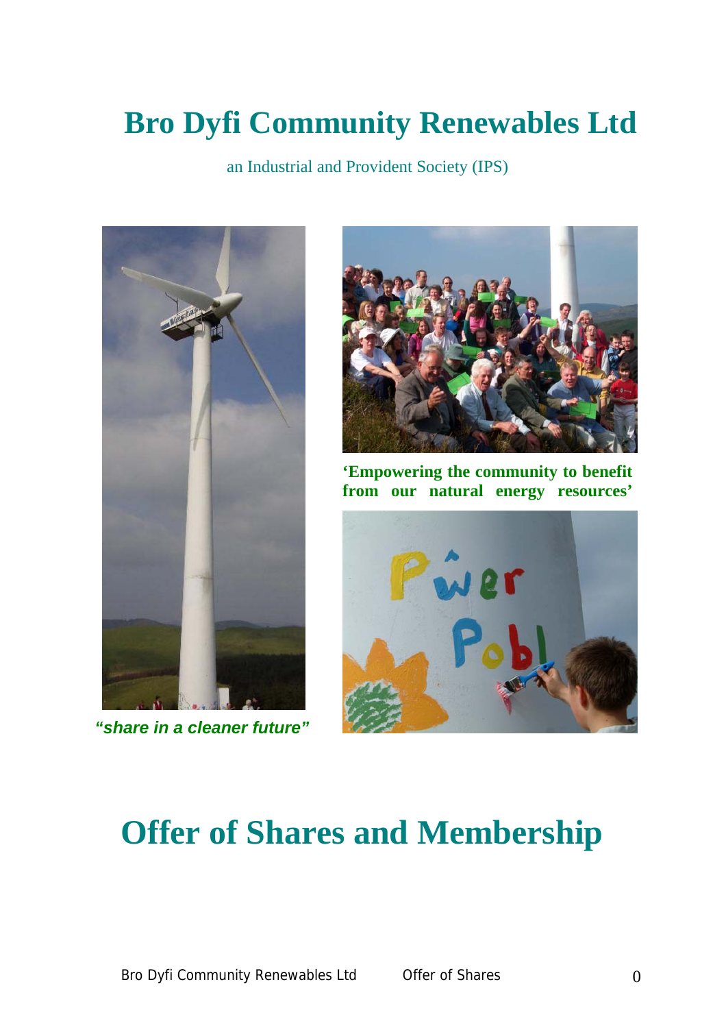# Bro Dyfi Community Renewables Ltd

an Industrial and Provident Society (IPS)

***"share in a cleaner future"***

**'Empowering the community to benefit from our natural energy resources'**

# Offer of Shares and Membership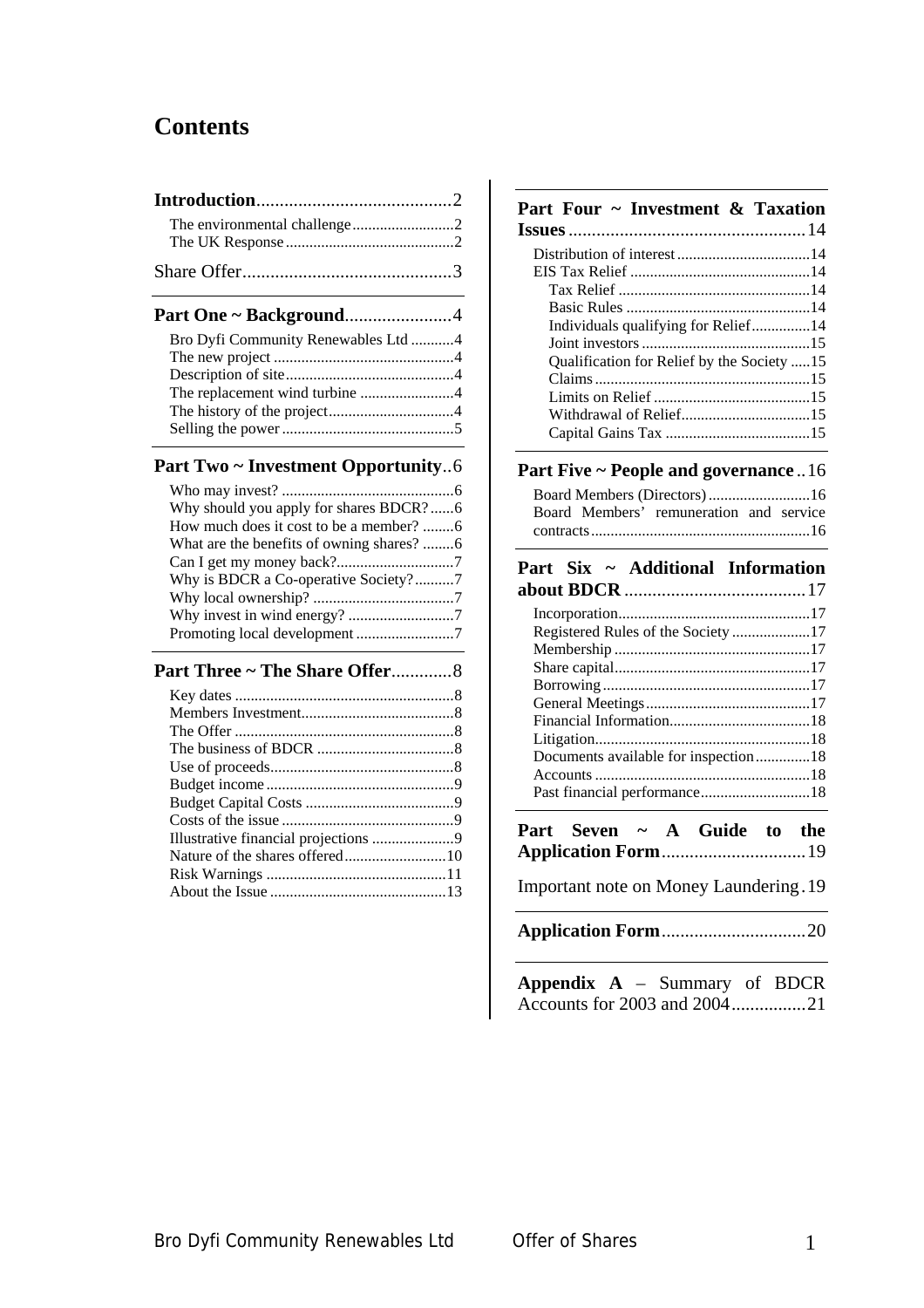# Contents

**Introduction** ........................................ 2
- The environmental challenge ........................ 2
- The UK Response ........................................ 2

Share Offer ............................................ 3

**Part One ~ Background** ........................ 4
- Bro Dyfi Community Renewables Ltd ........... 4
- The new project ........................................ 4
- Description of site ..................................... 4
- The replacement wind turbine ..................... 4
- The history of the project ........................... 4
- Selling the power ....................................... 5

**Part Two ~ Investment Opportunity** .. 6
- Who may invest? ........................................ 6
- Why should you apply for shares BDCR? ...... 6
- How much does it cost to be a member? ........ 6
- What are the benefits of owning shares? ........ 6
- Can I get my money back? ........................... 7
- Why is BDCR a Co-operative Society? .......... 7
- Why local ownership? ................................. 7
- Why invest in wind energy? ......................... 7
- Promoting local development ....................... 7

**Part Three ~ The Share Offer** ............. 8
- Key dates .................................................. 8
- Members Investment .................................... 8
- The Offer .................................................. 8
- The business of BDCR ................................ 8
- Use of proceeds .......................................... 8
- Budget income ........................................... 9
- Budget Capital Costs ................................... 9
- Costs of the issue ....................................... 9
- Illustrative financial projections ..................... 9
- Nature of the shares offered ........................ 10
- Risk Warnings ........................................... 11
- About the Issue .......................................... 13

**Part Four ~ Investment & Taxation Issues** .............................................. 14
- Distribution of interest ................................ 14
- EIS Tax Relief ........................................... 14
  - Tax Relief ............................................ 14
  - Basic Rules .......................................... 14
  - Individuals qualifying for Relief ............... 14
  - Joint investors ...................................... 15
  - Qualification for Relief by the Society ..... 15
  - Claims ................................................. 15
  - Limits on Relief ..................................... 15
  - Withdrawal of Relief ............................... 15
  - Capital Gains Tax ................................... 15

**Part Five ~ People and governance** .. 16
- Board Members (Directors) .......................... 16
- Board Members' remuneration and service contracts ................................................... 16

**Part Six ~ Additional Information about BDCR** ........................................ 17
- Incorporation ............................................. 17
- Registered Rules of the Society .................... 17
- Membership ............................................... 17
- Share capital .............................................. 17
- Borrowing .................................................. 17
- General Meetings ........................................ 17
- Financial Information ................................... 18
- Litigation ................................................... 18
- Documents available for inspection .............. 18
- Accounts ................................................... 18
- Past financial performance ........................... 18

**Part Seven ~ A Guide to the Application Form** ................................ 19

Important note on Money Laundering . 19

**Application Form** ................................ 20

**Appendix A** – Summary of BDCR Accounts for 2003 and 2004 ................ 21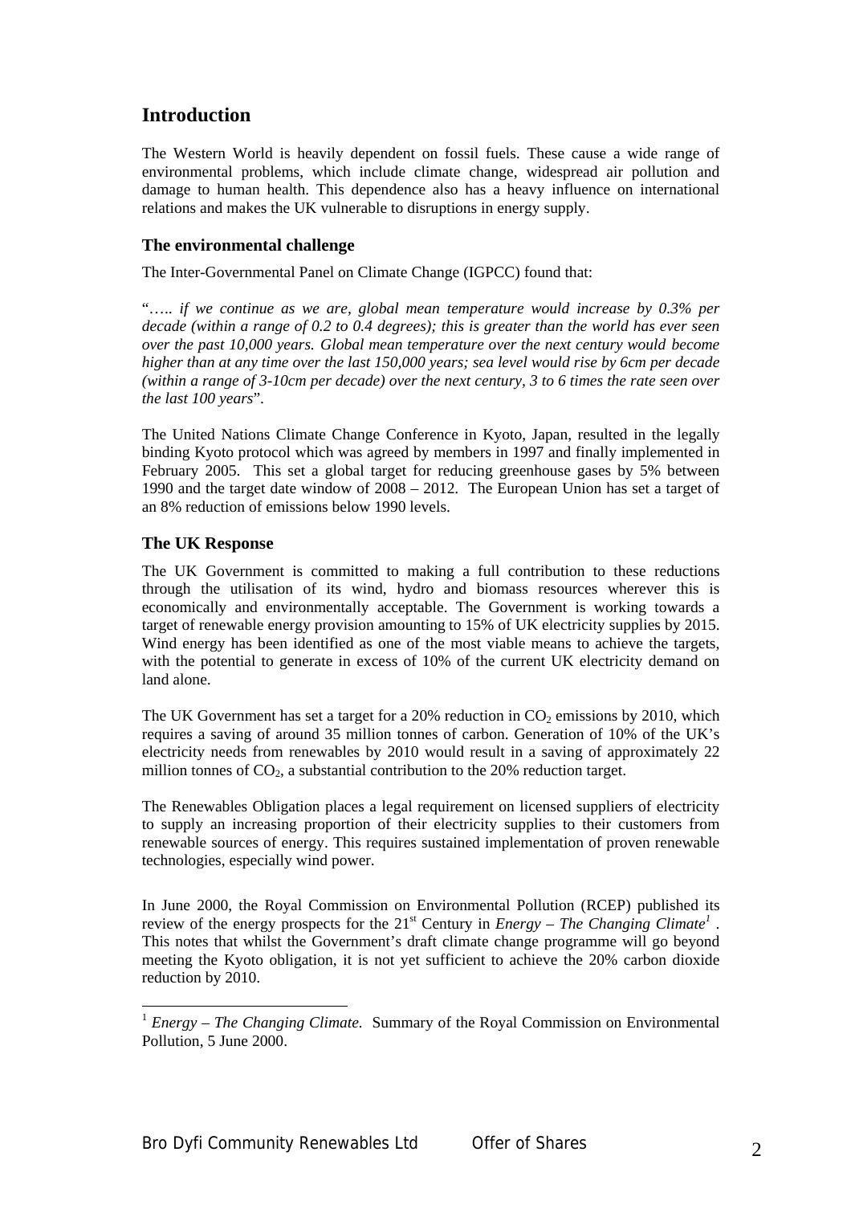## Introduction

The Western World is heavily dependent on fossil fuels. These cause a wide range of environmental problems, which include climate change, widespread air pollution and damage to human health. This dependence also has a heavy influence on international relations and makes the UK vulnerable to disruptions in energy supply.

### The environmental challenge

The Inter-Governmental Panel on Climate Change (IGPCC) found that:

"*….. if we continue as we are, global mean temperature would increase by 0.3% per decade (within a range of 0.2 to 0.4 degrees); this is greater than the world has ever seen over the past 10,000 years. Global mean temperature over the next century would become higher than at any time over the last 150,000 years; sea level would rise by 6cm per decade (within a range of 3-10cm per decade) over the next century, 3 to 6 times the rate seen over the last 100 years*".

The United Nations Climate Change Conference in Kyoto, Japan, resulted in the legally binding Kyoto protocol which was agreed by members in 1997 and finally implemented in February 2005. This set a global target for reducing greenhouse gases by 5% between 1990 and the target date window of 2008 – 2012. The European Union has set a target of an 8% reduction of emissions below 1990 levels.

### The UK Response

The UK Government is committed to making a full contribution to these reductions through the utilisation of its wind, hydro and biomass resources wherever this is economically and environmentally acceptable. The Government is working towards a target of renewable energy provision amounting to 15% of UK electricity supplies by 2015. Wind energy has been identified as one of the most viable means to achieve the targets, with the potential to generate in excess of 10% of the current UK electricity demand on land alone.

The UK Government has set a target for a 20% reduction in $CO_2$ emissions by 2010, which requires a saving of around 35 million tonnes of carbon. Generation of 10% of the UK's electricity needs from renewables by 2010 would result in a saving of approximately 22 million tonnes of $CO_2$, a substantial contribution to the 20% reduction target.

The Renewables Obligation places a legal requirement on licensed suppliers of electricity to supply an increasing proportion of their electricity supplies to their customers from renewable sources of energy. This requires sustained implementation of proven renewable technologies, especially wind power.

In June 2000, the Royal Commission on Environmental Pollution (RCEP) published its review of the energy prospects for the 21st Century in *Energy – The Changing Climate*[1]. This notes that whilst the Government's draft climate change programme will go beyond meeting the Kyoto obligation, it is not yet sufficient to achieve the 20% carbon dioxide reduction by 2010.

[1] *Energy – The Changing Climate.* Summary of the Royal Commission on Environmental Pollution, 5 June 2000.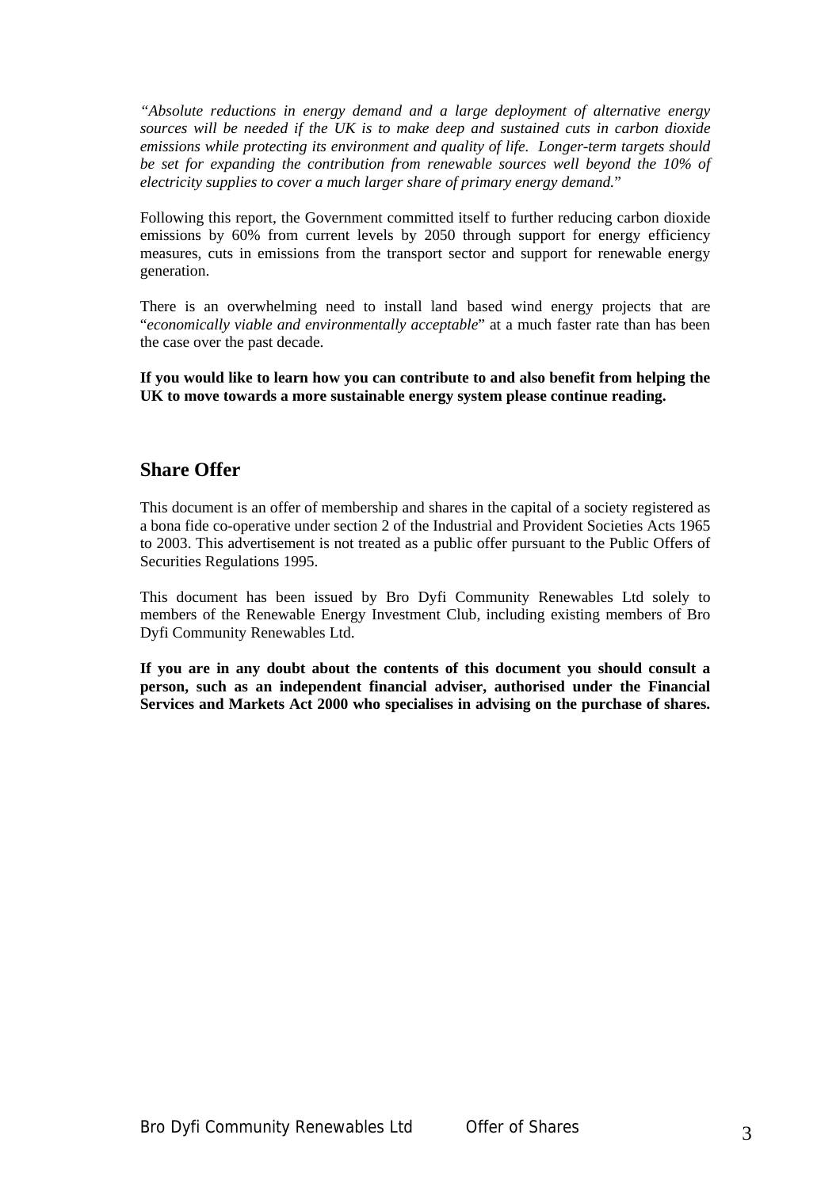*"Absolute reductions in energy demand and a large deployment of alternative energy sources will be needed if the UK is to make deep and sustained cuts in carbon dioxide emissions while protecting its environment and quality of life. Longer-term targets should be set for expanding the contribution from renewable sources well beyond the 10% of electricity supplies to cover a much larger share of primary energy demand.*"

Following this report, the Government committed itself to further reducing carbon dioxide emissions by 60% from current levels by 2050 through support for energy efficiency measures, cuts in emissions from the transport sector and support for renewable energy generation.

There is an overwhelming need to install land based wind energy projects that are "*economically viable and environmentally acceptable*" at a much faster rate than has been the case over the past decade.

**If you would like to learn how you can contribute to and also benefit from helping the UK to move towards a more sustainable energy system please continue reading.**

## Share Offer

This document is an offer of membership and shares in the capital of a society registered as a bona fide co-operative under section 2 of the Industrial and Provident Societies Acts 1965 to 2003. This advertisement is not treated as a public offer pursuant to the Public Offers of Securities Regulations 1995.

This document has been issued by Bro Dyfi Community Renewables Ltd solely to members of the Renewable Energy Investment Club, including existing members of Bro Dyfi Community Renewables Ltd.

**If you are in any doubt about the contents of this document you should consult a person, such as an independent financial adviser, authorised under the Financial Services and Markets Act 2000 who specialises in advising on the purchase of shares.**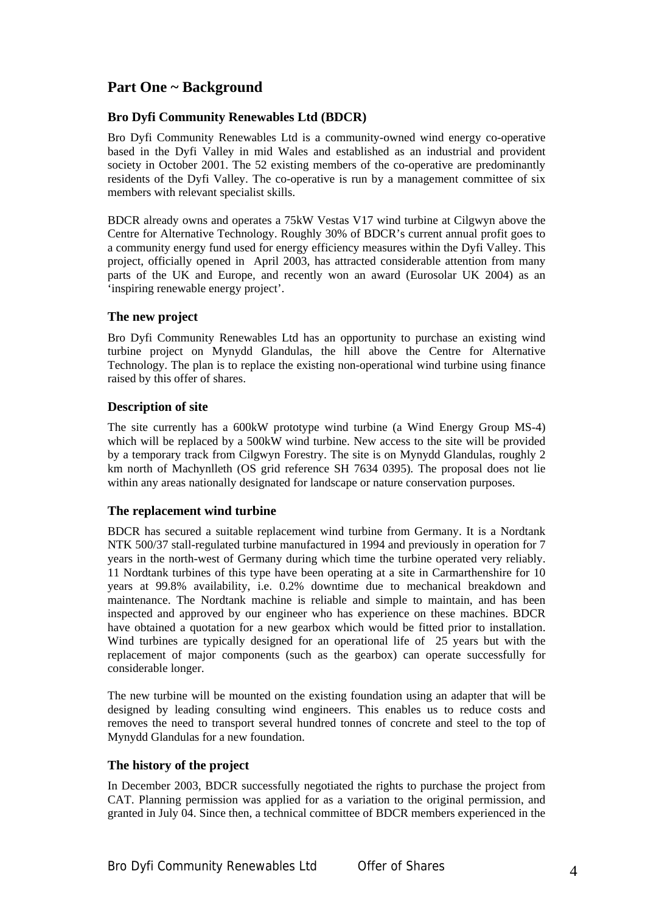## Part One ~ Background

### Bro Dyfi Community Renewables Ltd (BDCR)

Bro Dyfi Community Renewables Ltd is a community-owned wind energy co-operative based in the Dyfi Valley in mid Wales and established as an industrial and provident society in October 2001. The 52 existing members of the co-operative are predominantly residents of the Dyfi Valley. The co-operative is run by a management committee of six members with relevant specialist skills.

BDCR already owns and operates a 75kW Vestas V17 wind turbine at Cilgwyn above the Centre for Alternative Technology. Roughly 30% of BDCR's current annual profit goes to a community energy fund used for energy efficiency measures within the Dyfi Valley. This project, officially opened in April 2003, has attracted considerable attention from many parts of the UK and Europe, and recently won an award (Eurosolar UK 2004) as an 'inspiring renewable energy project'.

### The new project

Bro Dyfi Community Renewables Ltd has an opportunity to purchase an existing wind turbine project on Mynydd Glandulas, the hill above the Centre for Alternative Technology. The plan is to replace the existing non-operational wind turbine using finance raised by this offer of shares.

### Description of site

The site currently has a 600kW prototype wind turbine (a Wind Energy Group MS-4) which will be replaced by a 500kW wind turbine. New access to the site will be provided by a temporary track from Cilgwyn Forestry. The site is on Mynydd Glandulas, roughly 2 km north of Machynlleth (OS grid reference SH 7634 0395). The proposal does not lie within any areas nationally designated for landscape or nature conservation purposes.

### The replacement wind turbine

BDCR has secured a suitable replacement wind turbine from Germany. It is a Nordtank NTK 500/37 stall-regulated turbine manufactured in 1994 and previously in operation for 7 years in the north-west of Germany during which time the turbine operated very reliably. 11 Nordtank turbines of this type have been operating at a site in Carmarthenshire for 10 years at 99.8% availability, i.e. 0.2% downtime due to mechanical breakdown and maintenance. The Nordtank machine is reliable and simple to maintain, and has been inspected and approved by our engineer who has experience on these machines. BDCR have obtained a quotation for a new gearbox which would be fitted prior to installation. Wind turbines are typically designed for an operational life of 25 years but with the replacement of major components (such as the gearbox) can operate successfully for considerable longer.

The new turbine will be mounted on the existing foundation using an adapter that will be designed by leading consulting wind engineers. This enables us to reduce costs and removes the need to transport several hundred tonnes of concrete and steel to the top of Mynydd Glandulas for a new foundation.

### The history of the project

In December 2003, BDCR successfully negotiated the rights to purchase the project from CAT. Planning permission was applied for as a variation to the original permission, and granted in July 04. Since then, a technical committee of BDCR members experienced in the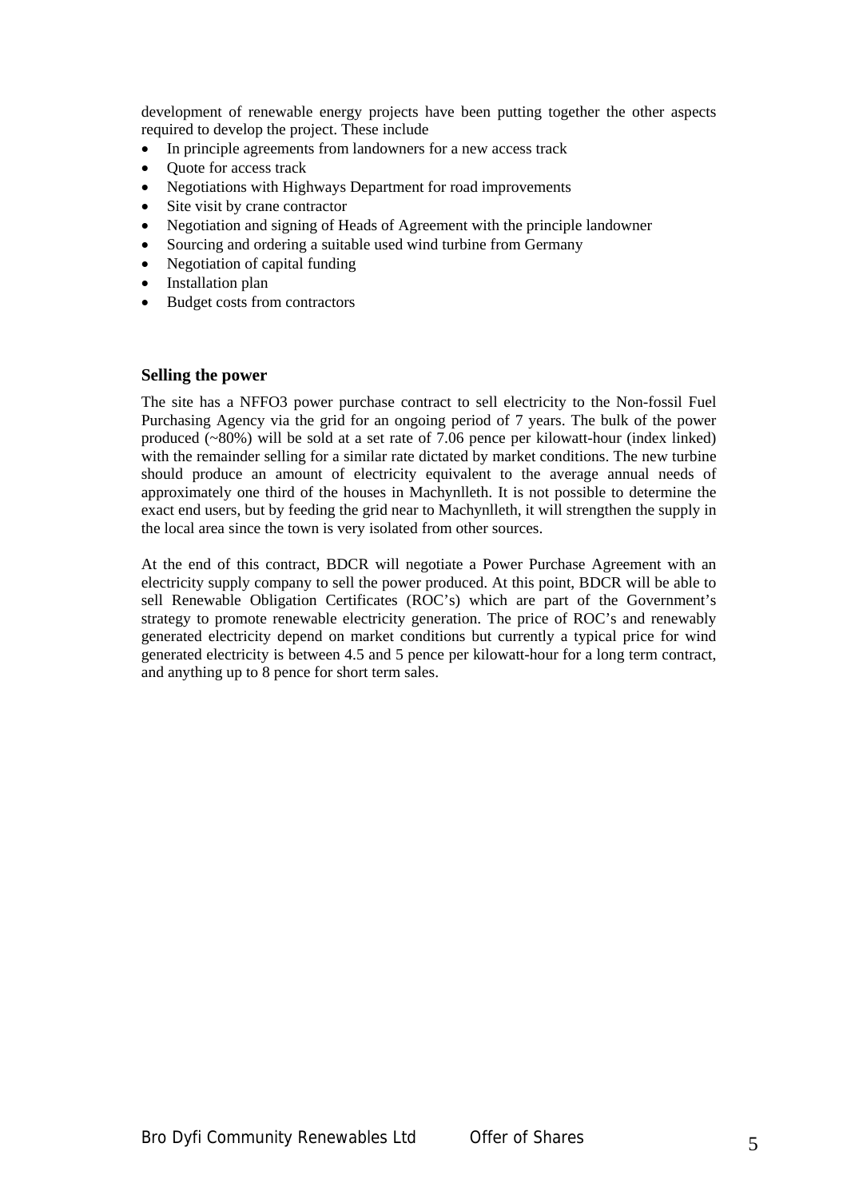development of renewable energy projects have been putting together the other aspects required to develop the project. These include

- In principle agreements from landowners for a new access track
- Quote for access track
- Negotiations with Highways Department for road improvements
- Site visit by crane contractor
- Negotiation and signing of Heads of Agreement with the principle landowner
- Sourcing and ordering a suitable used wind turbine from Germany
- Negotiation of capital funding
- Installation plan
- Budget costs from contractors

### Selling the power

The site has a NFFO3 power purchase contract to sell electricity to the Non-fossil Fuel Purchasing Agency via the grid for an ongoing period of 7 years. The bulk of the power produced (~80%) will be sold at a set rate of 7.06 pence per kilowatt-hour (index linked) with the remainder selling for a similar rate dictated by market conditions. The new turbine should produce an amount of electricity equivalent to the average annual needs of approximately one third of the houses in Machynlleth. It is not possible to determine the exact end users, but by feeding the grid near to Machynlleth, it will strengthen the supply in the local area since the town is very isolated from other sources.

At the end of this contract, BDCR will negotiate a Power Purchase Agreement with an electricity supply company to sell the power produced. At this point, BDCR will be able to sell Renewable Obligation Certificates (ROC's) which are part of the Government's strategy to promote renewable electricity generation. The price of ROC's and renewably generated electricity depend on market conditions but currently a typical price for wind generated electricity is between 4.5 and 5 pence per kilowatt-hour for a long term contract, and anything up to 8 pence for short term sales.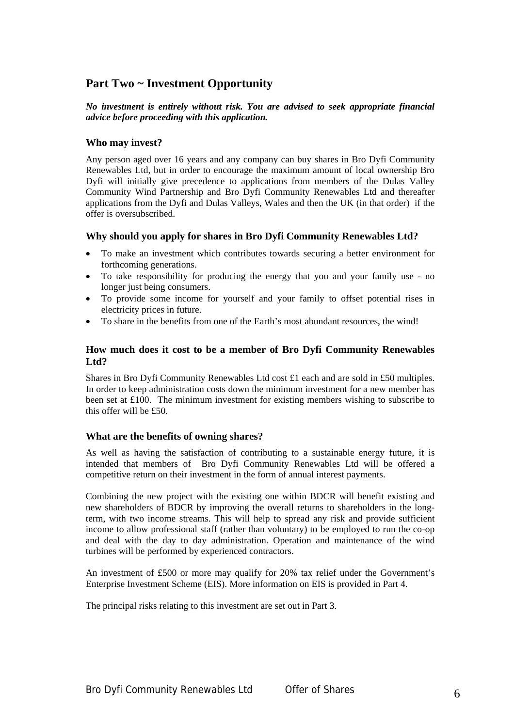## Part Two ~ Investment Opportunity

***No investment is entirely without risk. You are advised to seek appropriate financial advice before proceeding with this application.***

### Who may invest?

Any person aged over 16 years and any company can buy shares in Bro Dyfi Community Renewables Ltd, but in order to encourage the maximum amount of local ownership Bro Dyfi will initially give precedence to applications from members of the Dulas Valley Community Wind Partnership and Bro Dyfi Community Renewables Ltd and thereafter applications from the Dyfi and Dulas Valleys, Wales and then the UK (in that order) if the offer is oversubscribed.

### Why should you apply for shares in Bro Dyfi Community Renewables Ltd?

- To make an investment which contributes towards securing a better environment for forthcoming generations.
- To take responsibility for producing the energy that you and your family use - no longer just being consumers.
- To provide some income for yourself and your family to offset potential rises in electricity prices in future.
- To share in the benefits from one of the Earth's most abundant resources, the wind!

### How much does it cost to be a member of Bro Dyfi Community Renewables Ltd?

Shares in Bro Dyfi Community Renewables Ltd cost £1 each and are sold in £50 multiples. In order to keep administration costs down the minimum investment for a new member has been set at £100. The minimum investment for existing members wishing to subscribe to this offer will be £50.

### What are the benefits of owning shares?

As well as having the satisfaction of contributing to a sustainable energy future, it is intended that members of Bro Dyfi Community Renewables Ltd will be offered a competitive return on their investment in the form of annual interest payments.

Combining the new project with the existing one within BDCR will benefit existing and new shareholders of BDCR by improving the overall returns to shareholders in the long-term, with two income streams. This will help to spread any risk and provide sufficient income to allow professional staff (rather than voluntary) to be employed to run the co-op and deal with the day to day administration. Operation and maintenance of the wind turbines will be performed by experienced contractors.

An investment of £500 or more may qualify for 20% tax relief under the Government's Enterprise Investment Scheme (EIS). More information on EIS is provided in Part 4.

The principal risks relating to this investment are set out in Part 3.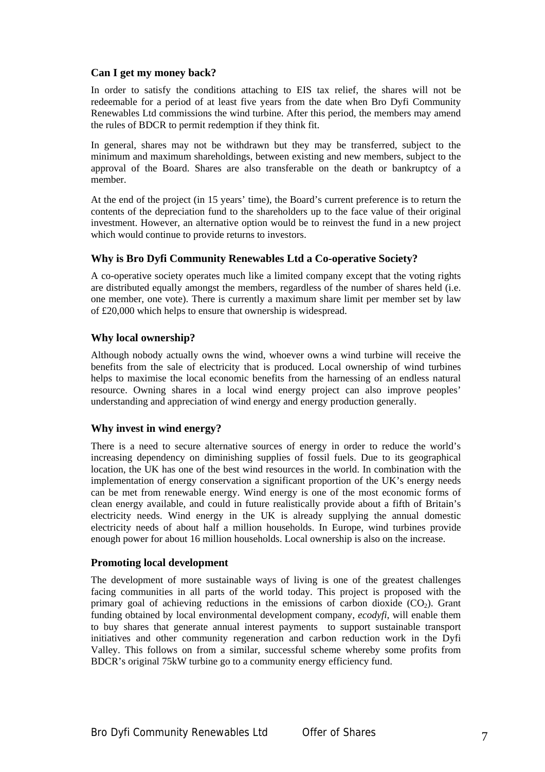### Can I get my money back?

In order to satisfy the conditions attaching to EIS tax relief, the shares will not be redeemable for a period of at least five years from the date when Bro Dyfi Community Renewables Ltd commissions the wind turbine. After this period, the members may amend the rules of BDCR to permit redemption if they think fit.

In general, shares may not be withdrawn but they may be transferred, subject to the minimum and maximum shareholdings, between existing and new members, subject to the approval of the Board. Shares are also transferable on the death or bankruptcy of a member.

At the end of the project (in 15 years' time), the Board's current preference is to return the contents of the depreciation fund to the shareholders up to the face value of their original investment. However, an alternative option would be to reinvest the fund in a new project which would continue to provide returns to investors.

### Why is Bro Dyfi Community Renewables Ltd a Co-operative Society?

A co-operative society operates much like a limited company except that the voting rights are distributed equally amongst the members, regardless of the number of shares held (i.e. one member, one vote). There is currently a maximum share limit per member set by law of £20,000 which helps to ensure that ownership is widespread.

### Why local ownership?

Although nobody actually owns the wind, whoever owns a wind turbine will receive the benefits from the sale of electricity that is produced. Local ownership of wind turbines helps to maximise the local economic benefits from the harnessing of an endless natural resource. Owning shares in a local wind energy project can also improve peoples' understanding and appreciation of wind energy and energy production generally.

### Why invest in wind energy?

There is a need to secure alternative sources of energy in order to reduce the world's increasing dependency on diminishing supplies of fossil fuels. Due to its geographical location, the UK has one of the best wind resources in the world. In combination with the implementation of energy conservation a significant proportion of the UK's energy needs can be met from renewable energy. Wind energy is one of the most economic forms of clean energy available, and could in future realistically provide about a fifth of Britain's electricity needs. Wind energy in the UK is already supplying the annual domestic electricity needs of about half a million households. In Europe, wind turbines provide enough power for about 16 million households. Local ownership is also on the increase.

### Promoting local development

The development of more sustainable ways of living is one of the greatest challenges facing communities in all parts of the world today. This project is proposed with the primary goal of achieving reductions in the emissions of carbon dioxide ($CO_2$). Grant funding obtained by local environmental development company, *ecodyfi*, will enable them to buy shares that generate annual interest payments to support sustainable transport initiatives and other community regeneration and carbon reduction work in the Dyfi Valley. This follows on from a similar, successful scheme whereby some profits from BDCR's original 75kW turbine go to a community energy efficiency fund.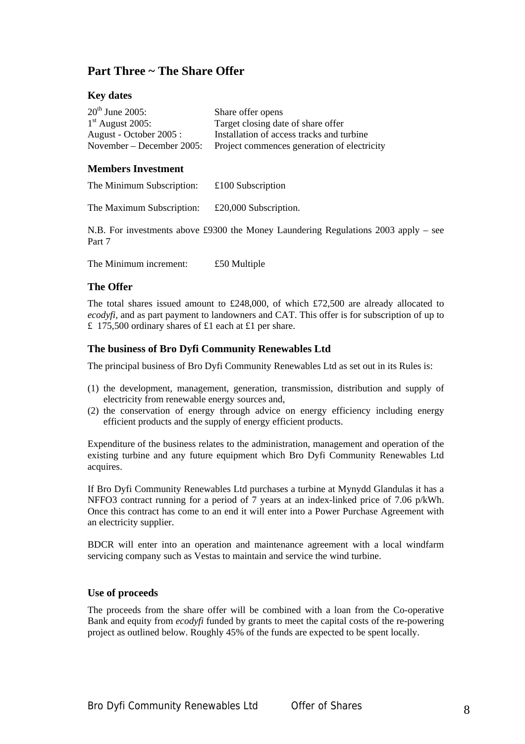## Part Three ~ The Share Offer

### Key dates

| | |
|---|---|
| 20th June 2005: | Share offer opens |
| 1st August 2005: | Target closing date of share offer |
| August - October 2005 : | Installation of access tracks and turbine |
| November – December 2005: | Project commences generation of electricity |

### Members Investment

The Minimum Subscription: £100 Subscription

The Maximum Subscription: £20,000 Subscription.

N.B. For investments above £9300 the Money Laundering Regulations 2003 apply – see Part 7

The Minimum increment: £50 Multiple

### The Offer

The total shares issued amount to £248,000, of which £72,500 are already allocated to *ecodyfi*, and as part payment to landowners and CAT. This offer is for subscription of up to £ 175,500 ordinary shares of £1 each at £1 per share.

### The business of Bro Dyfi Community Renewables Ltd

The principal business of Bro Dyfi Community Renewables Ltd as set out in its Rules is:

(1) the development, management, generation, transmission, distribution and supply of electricity from renewable energy sources and,
(2) the conservation of energy through advice on energy efficiency including energy efficient products and the supply of energy efficient products.

Expenditure of the business relates to the administration, management and operation of the existing turbine and any future equipment which Bro Dyfi Community Renewables Ltd acquires.

If Bro Dyfi Community Renewables Ltd purchases a turbine at Mynydd Glandulas it has a NFFO3 contract running for a period of 7 years at an index-linked price of 7.06 p/kWh. Once this contract has come to an end it will enter into a Power Purchase Agreement with an electricity supplier.

BDCR will enter into an operation and maintenance agreement with a local windfarm servicing company such as Vestas to maintain and service the wind turbine.

### Use of proceeds

The proceeds from the share offer will be combined with a loan from the Co-operative Bank and equity from *ecodyfi* funded by grants to meet the capital costs of the re-powering project as outlined below. Roughly 45% of the funds are expected to be spent locally.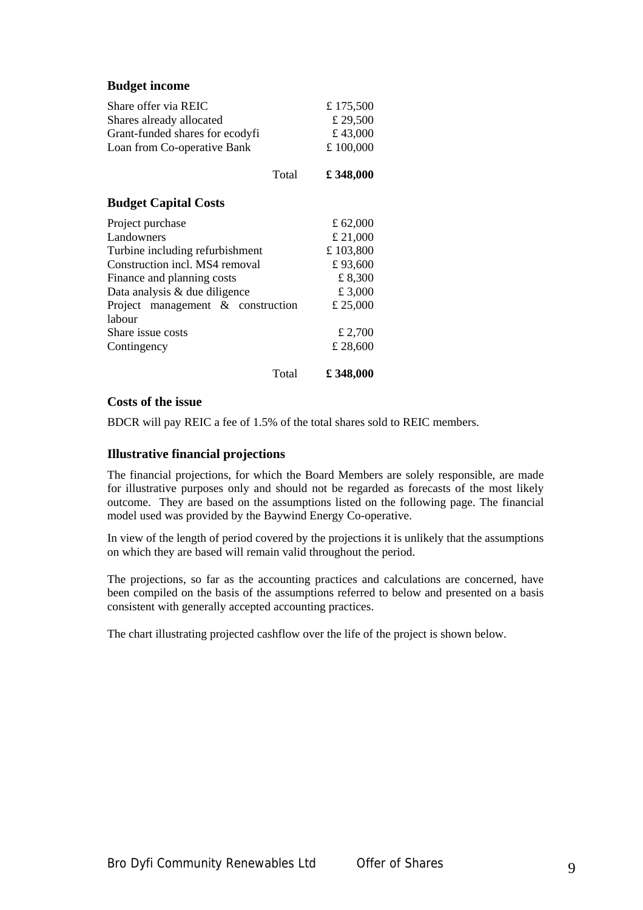### Budget income

| | |
|---|---|
| Share offer via REIC | £ 175,500 |
| Shares already allocated | £ 29,500 |
| Grant-funded shares for ecodyfi | £ 43,000 |
| Loan from Co-operative Bank | £ 100,000 |
| Total | **£ 348,000** |

### Budget Capital Costs

| | |
|---|---|
| Project purchase | £ 62,000 |
| Landowners | £ 21,000 |
| Turbine including refurbishment | £ 103,800 |
| Construction incl. MS4 removal | £ 93,600 |
| Finance and planning costs | £ 8,300 |
| Data analysis & due diligence | £ 3,000 |
| Project management & construction labour | £ 25,000 |
| Share issue costs | £ 2,700 |
| Contingency | £ 28,600 |
| Total | **£ 348,000** |

### Costs of the issue

BDCR will pay REIC a fee of 1.5% of the total shares sold to REIC members.

### Illustrative financial projections

The financial projections, for which the Board Members are solely responsible, are made for illustrative purposes only and should not be regarded as forecasts of the most likely outcome. They are based on the assumptions listed on the following page. The financial model used was provided by the Baywind Energy Co-operative.

In view of the length of period covered by the projections it is unlikely that the assumptions on which they are based will remain valid throughout the period.

The projections, so far as the accounting practices and calculations are concerned, have been compiled on the basis of the assumptions referred to below and presented on a basis consistent with generally accepted accounting practices.

The chart illustrating projected cashflow over the life of the project is shown below.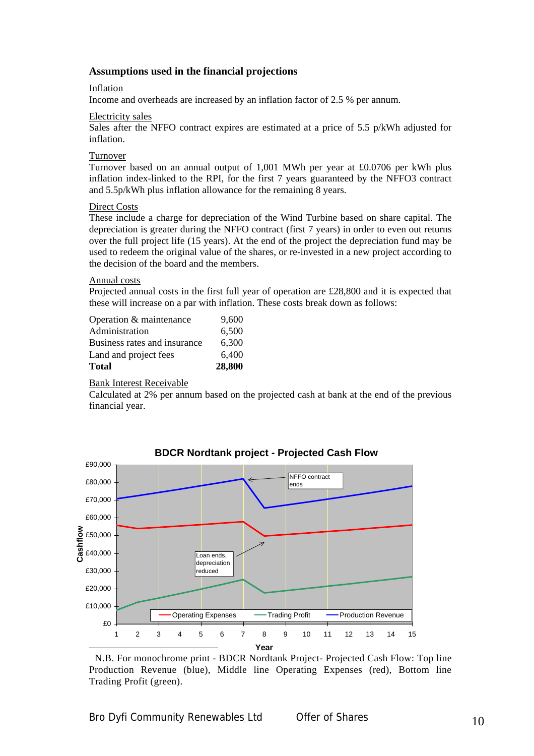### Assumptions used in the financial projections

Inflation

Income and overheads are increased by an inflation factor of 2.5 % per annum.

Electricity sales

Sales after the NFFO contract expires are estimated at a price of 5.5 p/kWh adjusted for inflation.

Turnover

Turnover based on an annual output of 1,001 MWh per year at £0.0706 per kWh plus inflation index-linked to the RPI, for the first 7 years guaranteed by the NFFO3 contract and 5.5p/kWh plus inflation allowance for the remaining 8 years.

Direct Costs

These include a charge for depreciation of the Wind Turbine based on share capital. The depreciation is greater during the NFFO contract (first 7 years) in order to even out returns over the full project life (15 years). At the end of the project the depreciation fund may be used to redeem the original value of the shares, or re-invested in a new project according to the decision of the board and the members.

Annual costs

Projected annual costs in the first full year of operation are £28,800 and it is expected that these will increase on a par with inflation. These costs break down as follows:

| | |
|---|---|
| Operation & maintenance | 9,600 |
| Administration | 6,500 |
| Business rates and insurance | 6,300 |
| Land and project fees | 6,400 |
| **Total** | **28,800** |

Bank Interest Receivable

Calculated at 2% per annum based on the projected cash at bank at the end of the previous financial year.

**BDCR Nordtank project - Projected Cash Flow**

N.B. For monochrome print - BDCR Nordtank Project- Projected Cash Flow: Top line Production Revenue (blue), Middle line Operating Expenses (red), Bottom line Trading Profit (green).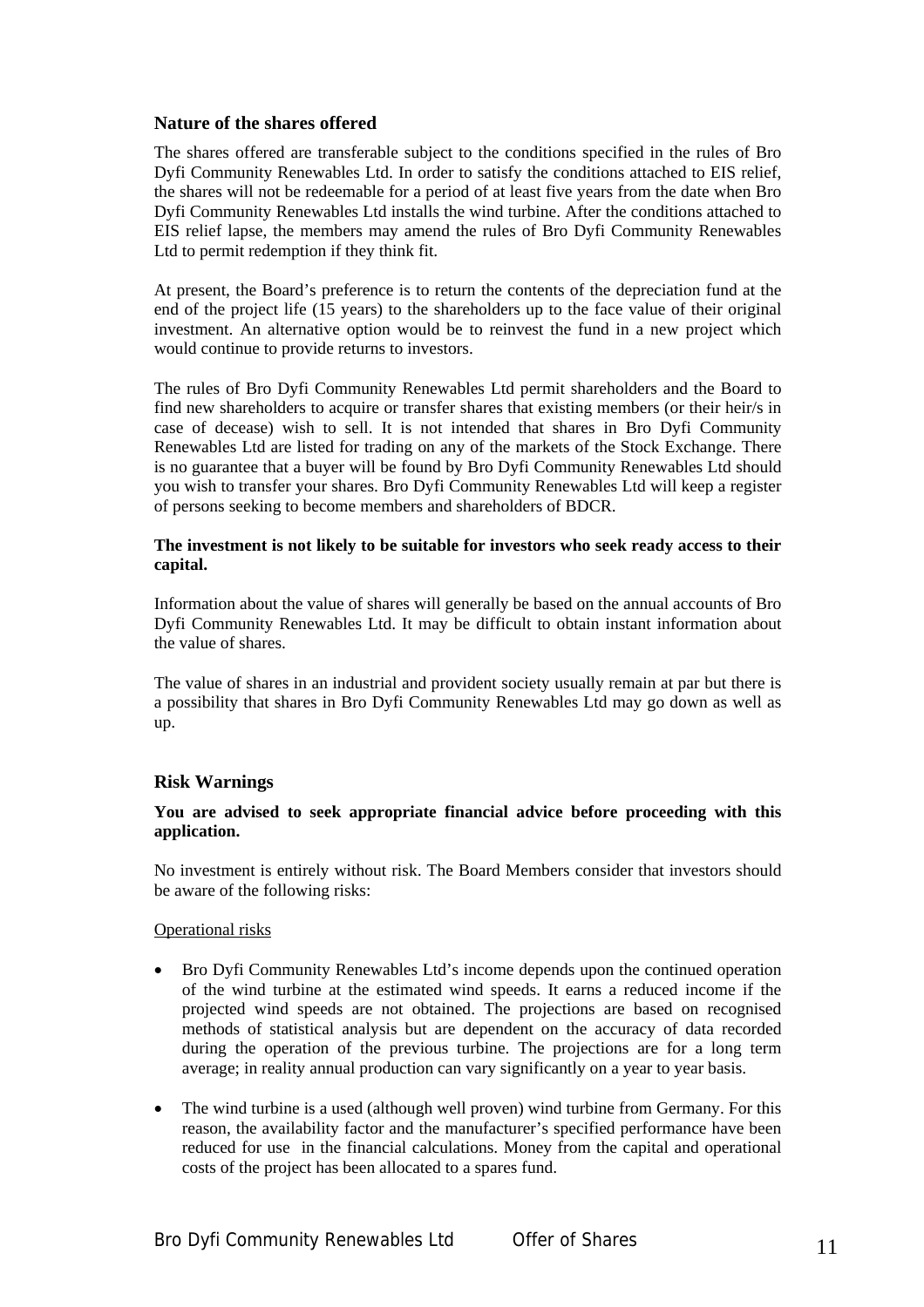## Nature of the shares offered

The shares offered are transferable subject to the conditions specified in the rules of Bro Dyfi Community Renewables Ltd. In order to satisfy the conditions attached to EIS relief, the shares will not be redeemable for a period of at least five years from the date when Bro Dyfi Community Renewables Ltd installs the wind turbine. After the conditions attached to EIS relief lapse, the members may amend the rules of Bro Dyfi Community Renewables Ltd to permit redemption if they think fit.

At present, the Board's preference is to return the contents of the depreciation fund at the end of the project life (15 years) to the shareholders up to the face value of their original investment. An alternative option would be to reinvest the fund in a new project which would continue to provide returns to investors.

The rules of Bro Dyfi Community Renewables Ltd permit shareholders and the Board to find new shareholders to acquire or transfer shares that existing members (or their heir/s in case of decease) wish to sell. It is not intended that shares in Bro Dyfi Community Renewables Ltd are listed for trading on any of the markets of the Stock Exchange. There is no guarantee that a buyer will be found by Bro Dyfi Community Renewables Ltd should you wish to transfer your shares. Bro Dyfi Community Renewables Ltd will keep a register of persons seeking to become members and shareholders of BDCR.

**The investment is not likely to be suitable for investors who seek ready access to their capital.**

Information about the value of shares will generally be based on the annual accounts of Bro Dyfi Community Renewables Ltd. It may be difficult to obtain instant information about the value of shares.

The value of shares in an industrial and provident society usually remain at par but there is a possibility that shares in Bro Dyfi Community Renewables Ltd may go down as well as up.

## Risk Warnings

**You are advised to seek appropriate financial advice before proceeding with this application.**

No investment is entirely without risk. The Board Members consider that investors should be aware of the following risks:

Operational risks

- Bro Dyfi Community Renewables Ltd's income depends upon the continued operation of the wind turbine at the estimated wind speeds. It earns a reduced income if the projected wind speeds are not obtained. The projections are based on recognised methods of statistical analysis but are dependent on the accuracy of data recorded during the operation of the previous turbine. The projections are for a long term average; in reality annual production can vary significantly on a year to year basis.
- The wind turbine is a used (although well proven) wind turbine from Germany. For this reason, the availability factor and the manufacturer's specified performance have been reduced for use in the financial calculations. Money from the capital and operational costs of the project has been allocated to a spares fund.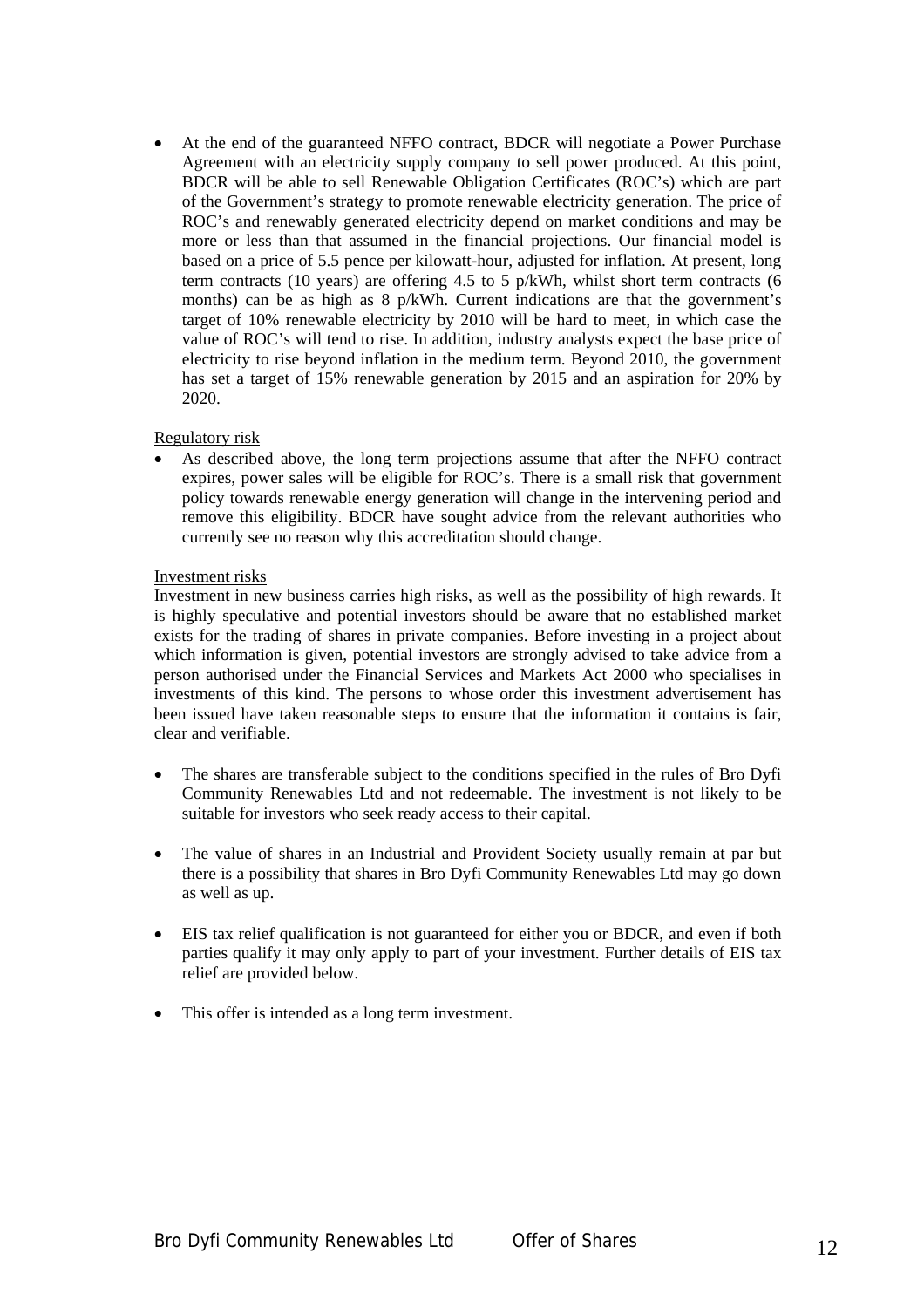- At the end of the guaranteed NFFO contract, BDCR will negotiate a Power Purchase Agreement with an electricity supply company to sell power produced. At this point, BDCR will be able to sell Renewable Obligation Certificates (ROC's) which are part of the Government's strategy to promote renewable electricity generation. The price of ROC's and renewably generated electricity depend on market conditions and may be more or less than that assumed in the financial projections. Our financial model is based on a price of 5.5 pence per kilowatt-hour, adjusted for inflation. At present, long term contracts (10 years) are offering 4.5 to 5 p/kWh, whilst short term contracts (6 months) can be as high as 8 p/kWh. Current indications are that the government's target of 10% renewable electricity by 2010 will be hard to meet, in which case the value of ROC's will tend to rise. In addition, industry analysts expect the base price of electricity to rise beyond inflation in the medium term. Beyond 2010, the government has set a target of 15% renewable generation by 2015 and an aspiration for 20% by 2020.

Regulatory risk

- As described above, the long term projections assume that after the NFFO contract expires, power sales will be eligible for ROC's. There is a small risk that government policy towards renewable energy generation will change in the intervening period and remove this eligibility. BDCR have sought advice from the relevant authorities who currently see no reason why this accreditation should change.

Investment risks

Investment in new business carries high risks, as well as the possibility of high rewards. It is highly speculative and potential investors should be aware that no established market exists for the trading of shares in private companies. Before investing in a project about which information is given, potential investors are strongly advised to take advice from a person authorised under the Financial Services and Markets Act 2000 who specialises in investments of this kind. The persons to whose order this investment advertisement has been issued have taken reasonable steps to ensure that the information it contains is fair, clear and verifiable.

- The shares are transferable subject to the conditions specified in the rules of Bro Dyfi Community Renewables Ltd and not redeemable. The investment is not likely to be suitable for investors who seek ready access to their capital.

- The value of shares in an Industrial and Provident Society usually remain at par but there is a possibility that shares in Bro Dyfi Community Renewables Ltd may go down as well as up.

- EIS tax relief qualification is not guaranteed for either you or BDCR, and even if both parties qualify it may only apply to part of your investment. Further details of EIS tax relief are provided below.

- This offer is intended as a long term investment.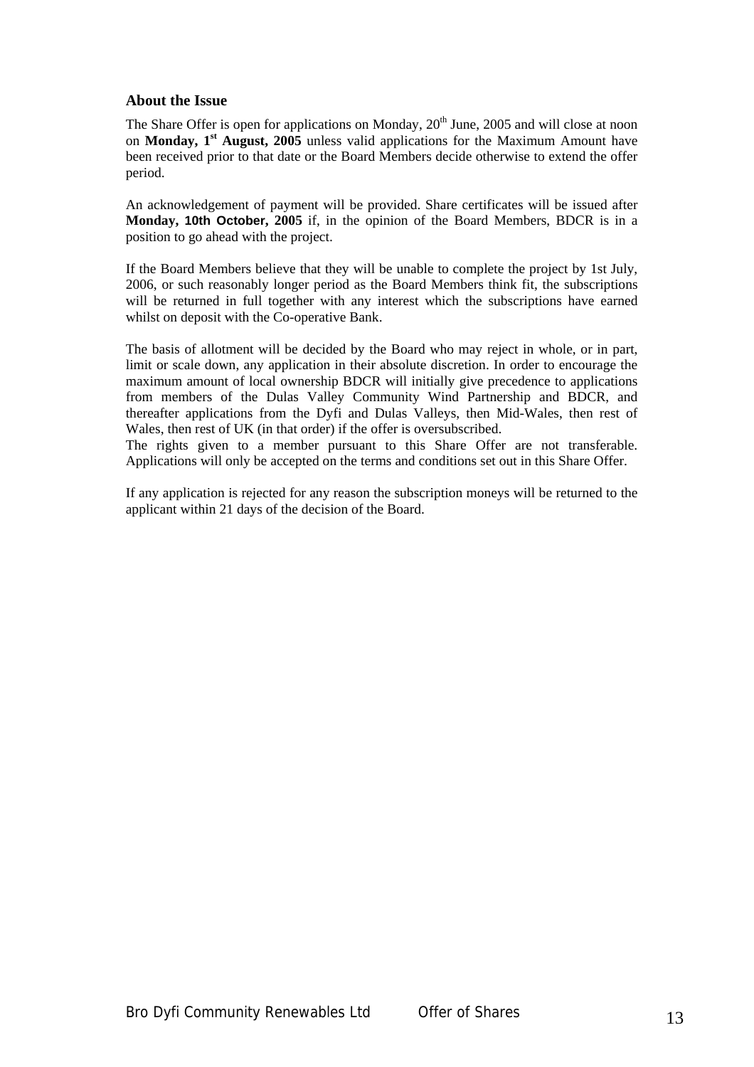## About the Issue

The Share Offer is open for applications on Monday, 20th June, 2005 and will close at noon on **Monday, 1st August, 2005** unless valid applications for the Maximum Amount have been received prior to that date or the Board Members decide otherwise to extend the offer period.

An acknowledgement of payment will be provided. Share certificates will be issued after **Monday, 10th October, 2005** if, in the opinion of the Board Members, BDCR is in a position to go ahead with the project.

If the Board Members believe that they will be unable to complete the project by 1st July, 2006, or such reasonably longer period as the Board Members think fit, the subscriptions will be returned in full together with any interest which the subscriptions have earned whilst on deposit with the Co-operative Bank.

The basis of allotment will be decided by the Board who may reject in whole, or in part, limit or scale down, any application in their absolute discretion. In order to encourage the maximum amount of local ownership BDCR will initially give precedence to applications from members of the Dulas Valley Community Wind Partnership and BDCR, and thereafter applications from the Dyfi and Dulas Valleys, then Mid-Wales, then rest of Wales, then rest of UK (in that order) if the offer is oversubscribed.

The rights given to a member pursuant to this Share Offer are not transferable. Applications will only be accepted on the terms and conditions set out in this Share Offer.

If any application is rejected for any reason the subscription moneys will be returned to the applicant within 21 days of the decision of the Board.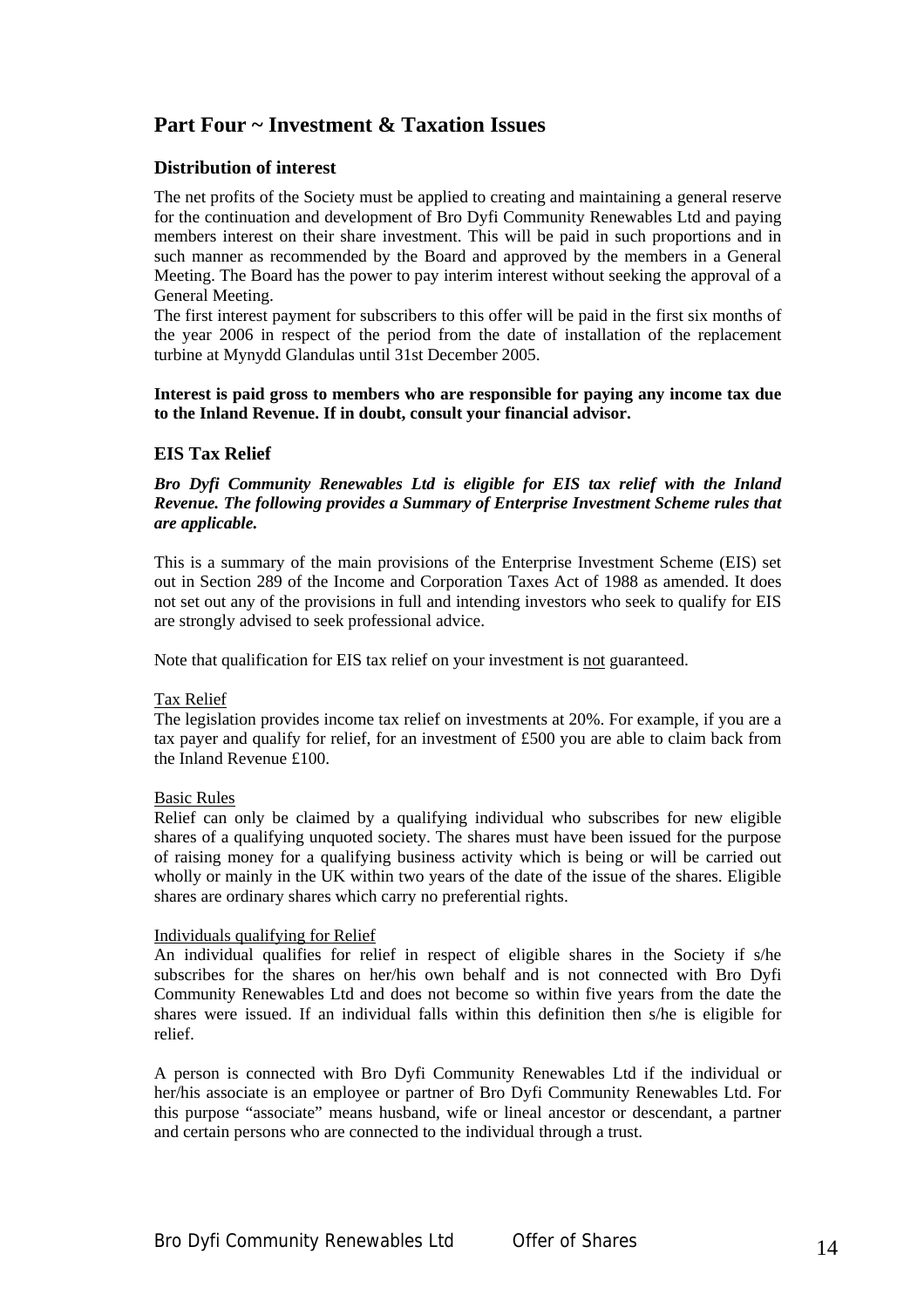## Part Four ~ Investment & Taxation Issues

### Distribution of interest

The net profits of the Society must be applied to creating and maintaining a general reserve for the continuation and development of Bro Dyfi Community Renewables Ltd and paying members interest on their share investment. This will be paid in such proportions and in such manner as recommended by the Board and approved by the members in a General Meeting. The Board has the power to pay interim interest without seeking the approval of a General Meeting.
The first interest payment for subscribers to this offer will be paid in the first six months of the year 2006 in respect of the period from the date of installation of the replacement turbine at Mynydd Glandulas until 31st December 2005.

**Interest is paid gross to members who are responsible for paying any income tax due to the Inland Revenue. If in doubt, consult your financial advisor.**

### EIS Tax Relief

***Bro Dyfi Community Renewables Ltd is eligible for EIS tax relief with the Inland Revenue. The following provides a Summary of Enterprise Investment Scheme rules that are applicable.***

This is a summary of the main provisions of the Enterprise Investment Scheme (EIS) set out in Section 289 of the Income and Corporation Taxes Act of 1988 as amended. It does not set out any of the provisions in full and intending investors who seek to qualify for EIS are strongly advised to seek professional advice.

Note that qualification for EIS tax relief on your investment is <u>not</u> guaranteed.

<u>Tax Relief</u>
The legislation provides income tax relief on investments at 20%. For example, if you are a tax payer and qualify for relief, for an investment of £500 you are able to claim back from the Inland Revenue £100.

<u>Basic Rules</u>
Relief can only be claimed by a qualifying individual who subscribes for new eligible shares of a qualifying unquoted society. The shares must have been issued for the purpose of raising money for a qualifying business activity which is being or will be carried out wholly or mainly in the UK within two years of the date of the issue of the shares. Eligible shares are ordinary shares which carry no preferential rights.

<u>Individuals qualifying for Relief</u>
An individual qualifies for relief in respect of eligible shares in the Society if s/he subscribes for the shares on her/his own behalf and is not connected with Bro Dyfi Community Renewables Ltd and does not become so within five years from the date the shares were issued. If an individual falls within this definition then s/he is eligible for relief.

A person is connected with Bro Dyfi Community Renewables Ltd if the individual or her/his associate is an employee or partner of Bro Dyfi Community Renewables Ltd. For this purpose "associate" means husband, wife or lineal ancestor or descendant, a partner and certain persons who are connected to the individual through a trust.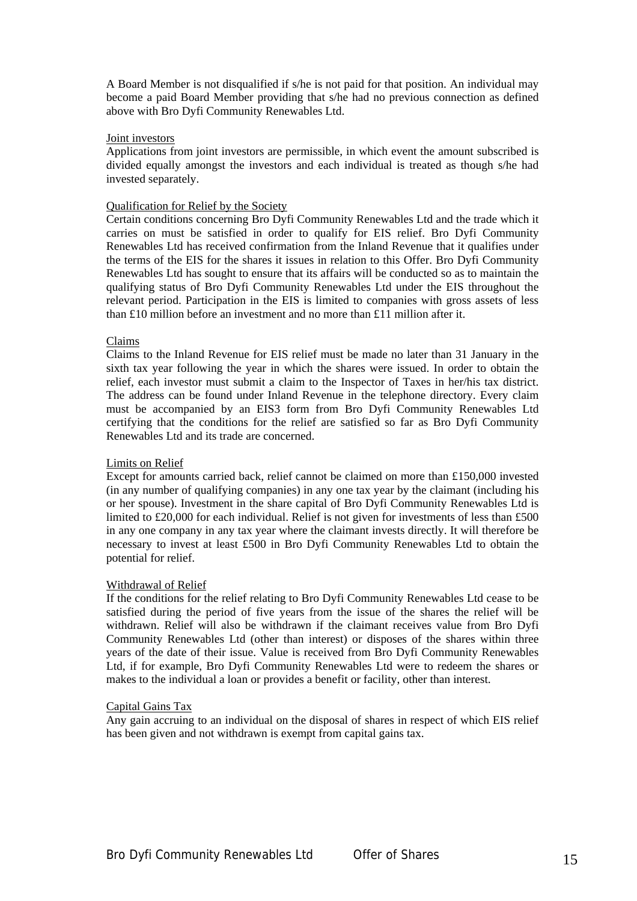A Board Member is not disqualified if s/he is not paid for that position. An individual may become a paid Board Member providing that s/he had no previous connection as defined above with Bro Dyfi Community Renewables Ltd.

Joint investors

Applications from joint investors are permissible, in which event the amount subscribed is divided equally amongst the investors and each individual is treated as though s/he had invested separately.

Qualification for Relief by the Society

Certain conditions concerning Bro Dyfi Community Renewables Ltd and the trade which it carries on must be satisfied in order to qualify for EIS relief. Bro Dyfi Community Renewables Ltd has received confirmation from the Inland Revenue that it qualifies under the terms of the EIS for the shares it issues in relation to this Offer. Bro Dyfi Community Renewables Ltd has sought to ensure that its affairs will be conducted so as to maintain the qualifying status of Bro Dyfi Community Renewables Ltd under the EIS throughout the relevant period. Participation in the EIS is limited to companies with gross assets of less than £10 million before an investment and no more than £11 million after it.

Claims

Claims to the Inland Revenue for EIS relief must be made no later than 31 January in the sixth tax year following the year in which the shares were issued. In order to obtain the relief, each investor must submit a claim to the Inspector of Taxes in her/his tax district. The address can be found under Inland Revenue in the telephone directory. Every claim must be accompanied by an EIS3 form from Bro Dyfi Community Renewables Ltd certifying that the conditions for the relief are satisfied so far as Bro Dyfi Community Renewables Ltd and its trade are concerned.

Limits on Relief

Except for amounts carried back, relief cannot be claimed on more than £150,000 invested (in any number of qualifying companies) in any one tax year by the claimant (including his or her spouse). Investment in the share capital of Bro Dyfi Community Renewables Ltd is limited to £20,000 for each individual. Relief is not given for investments of less than £500 in any one company in any tax year where the claimant invests directly. It will therefore be necessary to invest at least £500 in Bro Dyfi Community Renewables Ltd to obtain the potential for relief.

Withdrawal of Relief

If the conditions for the relief relating to Bro Dyfi Community Renewables Ltd cease to be satisfied during the period of five years from the issue of the shares the relief will be withdrawn. Relief will also be withdrawn if the claimant receives value from Bro Dyfi Community Renewables Ltd (other than interest) or disposes of the shares within three years of the date of their issue. Value is received from Bro Dyfi Community Renewables Ltd, if for example, Bro Dyfi Community Renewables Ltd were to redeem the shares or makes to the individual a loan or provides a benefit or facility, other than interest.

Capital Gains Tax

Any gain accruing to an individual on the disposal of shares in respect of which EIS relief has been given and not withdrawn is exempt from capital gains tax.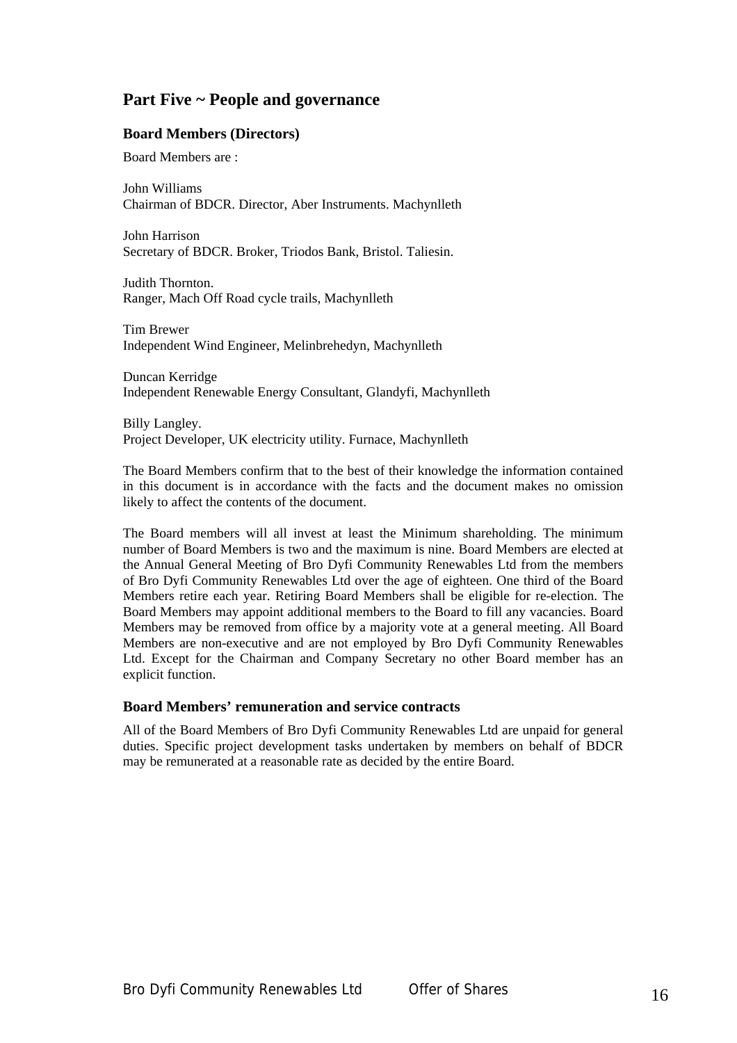## Part Five ~ People and governance

### Board Members (Directors)

Board Members are :

John Williams
Chairman of BDCR. Director, Aber Instruments. Machynlleth

John Harrison
Secretary of BDCR. Broker, Triodos Bank, Bristol. Taliesin.

Judith Thornton.
Ranger, Mach Off Road cycle trails, Machynlleth

Tim Brewer
Independent Wind Engineer, Melinbrehedyn, Machynlleth

Duncan Kerridge
Independent Renewable Energy Consultant, Glandyfi, Machynlleth

Billy Langley.
Project Developer, UK electricity utility. Furnace, Machynlleth

The Board Members confirm that to the best of their knowledge the information contained in this document is in accordance with the facts and the document makes no omission likely to affect the contents of the document.

The Board members will all invest at least the Minimum shareholding. The minimum number of Board Members is two and the maximum is nine. Board Members are elected at the Annual General Meeting of Bro Dyfi Community Renewables Ltd from the members of Bro Dyfi Community Renewables Ltd over the age of eighteen. One third of the Board Members retire each year. Retiring Board Members shall be eligible for re-election. The Board Members may appoint additional members to the Board to fill any vacancies. Board Members may be removed from office by a majority vote at a general meeting. All Board Members are non-executive and are not employed by Bro Dyfi Community Renewables Ltd. Except for the Chairman and Company Secretary no other Board member has an explicit function.

### Board Members' remuneration and service contracts

All of the Board Members of Bro Dyfi Community Renewables Ltd are unpaid for general duties. Specific project development tasks undertaken by members on behalf of BDCR may be remunerated at a reasonable rate as decided by the entire Board.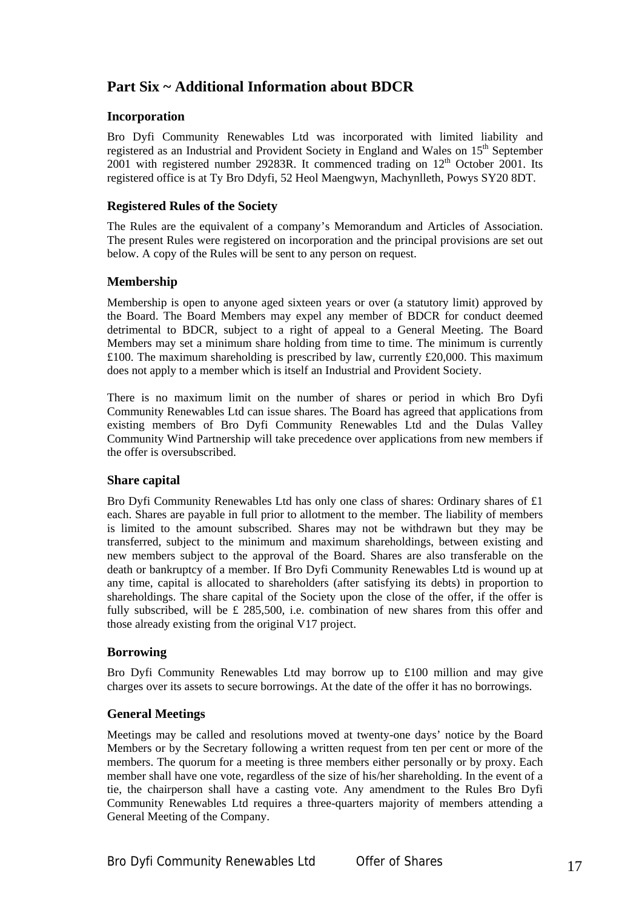## Part Six ~ Additional Information about BDCR

### Incorporation

Bro Dyfi Community Renewables Ltd was incorporated with limited liability and registered as an Industrial and Provident Society in England and Wales on 15th September 2001 with registered number 29283R. It commenced trading on 12th October 2001. Its registered office is at Ty Bro Ddyfi, 52 Heol Maengwyn, Machynlleth, Powys SY20 8DT.

### Registered Rules of the Society

The Rules are the equivalent of a company's Memorandum and Articles of Association. The present Rules were registered on incorporation and the principal provisions are set out below. A copy of the Rules will be sent to any person on request.

### Membership

Membership is open to anyone aged sixteen years or over (a statutory limit) approved by the Board. The Board Members may expel any member of BDCR for conduct deemed detrimental to BDCR, subject to a right of appeal to a General Meeting. The Board Members may set a minimum share holding from time to time. The minimum is currently £100. The maximum shareholding is prescribed by law, currently £20,000. This maximum does not apply to a member which is itself an Industrial and Provident Society.

There is no maximum limit on the number of shares or period in which Bro Dyfi Community Renewables Ltd can issue shares. The Board has agreed that applications from existing members of Bro Dyfi Community Renewables Ltd and the Dulas Valley Community Wind Partnership will take precedence over applications from new members if the offer is oversubscribed.

### Share capital

Bro Dyfi Community Renewables Ltd has only one class of shares: Ordinary shares of £1 each. Shares are payable in full prior to allotment to the member. The liability of members is limited to the amount subscribed. Shares may not be withdrawn but they may be transferred, subject to the minimum and maximum shareholdings, between existing and new members subject to the approval of the Board. Shares are also transferable on the death or bankruptcy of a member. If Bro Dyfi Community Renewables Ltd is wound up at any time, capital is allocated to shareholders (after satisfying its debts) in proportion to shareholdings. The share capital of the Society upon the close of the offer, if the offer is fully subscribed, will be £ 285,500, i.e. combination of new shares from this offer and those already existing from the original V17 project.

### Borrowing

Bro Dyfi Community Renewables Ltd may borrow up to £100 million and may give charges over its assets to secure borrowings. At the date of the offer it has no borrowings.

### General Meetings

Meetings may be called and resolutions moved at twenty-one days' notice by the Board Members or by the Secretary following a written request from ten per cent or more of the members. The quorum for a meeting is three members either personally or by proxy. Each member shall have one vote, regardless of the size of his/her shareholding. In the event of a tie, the chairperson shall have a casting vote. Any amendment to the Rules Bro Dyfi Community Renewables Ltd requires a three-quarters majority of members attending a General Meeting of the Company.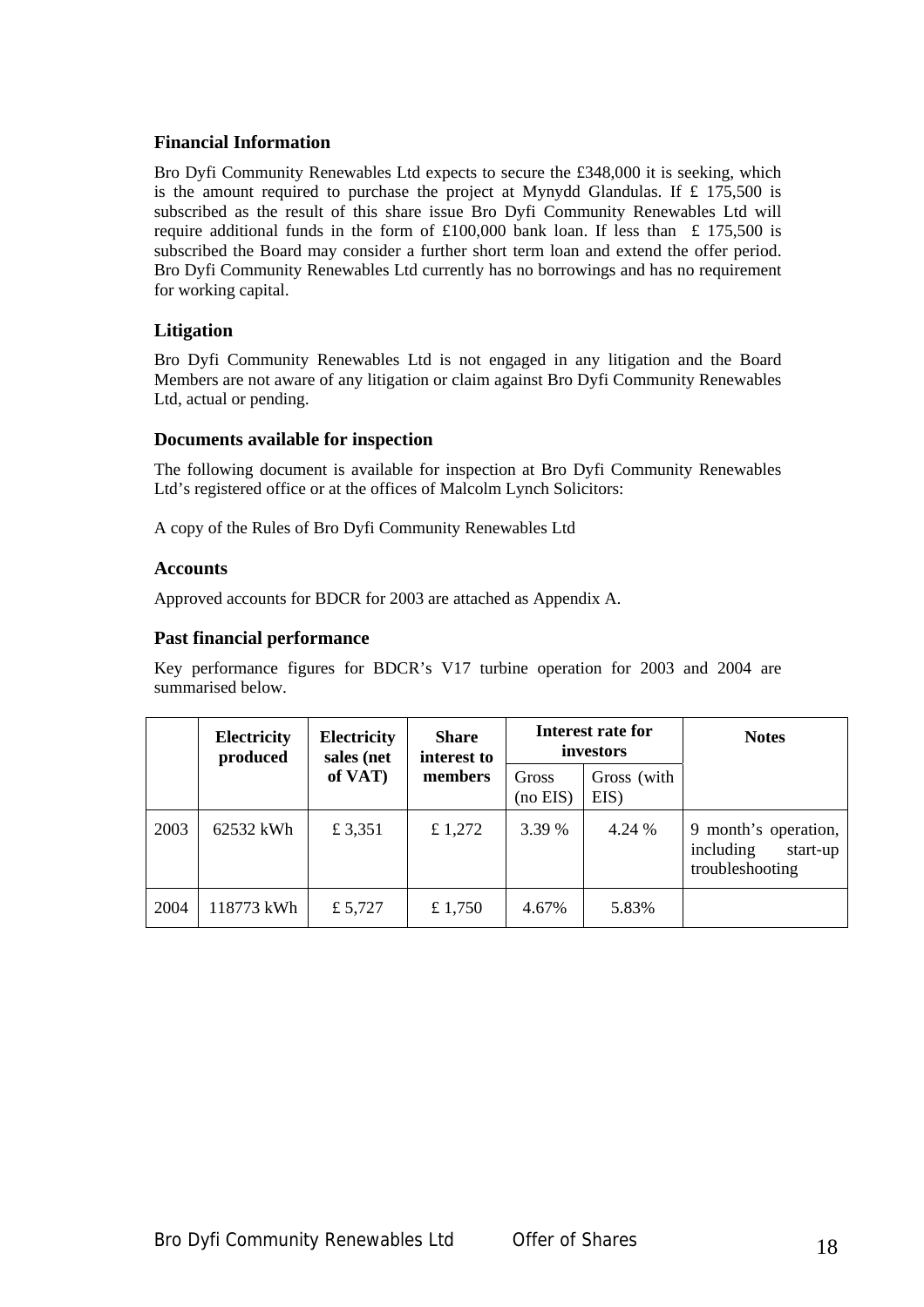## Financial Information

Bro Dyfi Community Renewables Ltd expects to secure the £348,000 it is seeking, which is the amount required to purchase the project at Mynydd Glandulas. If £ 175,500 is subscribed as the result of this share issue Bro Dyfi Community Renewables Ltd will require additional funds in the form of £100,000 bank loan. If less than £ 175,500 is subscribed the Board may consider a further short term loan and extend the offer period. Bro Dyfi Community Renewables Ltd currently has no borrowings and has no requirement for working capital.

## Litigation

Bro Dyfi Community Renewables Ltd is not engaged in any litigation and the Board Members are not aware of any litigation or claim against Bro Dyfi Community Renewables Ltd, actual or pending.

## Documents available for inspection

The following document is available for inspection at Bro Dyfi Community Renewables Ltd's registered office or at the offices of Malcolm Lynch Solicitors:

A copy of the Rules of Bro Dyfi Community Renewables Ltd

## Accounts

Approved accounts for BDCR for 2003 are attached as Appendix A.

## Past financial performance

Key performance figures for BDCR's V17 turbine operation for 2003 and 2004 are summarised below.

| | **Electricity produced** | **Electricity sales (net of VAT)** | **Share interest to members** | **Interest rate for investors** | | **Notes** |
|---|---|---|---|---|---|---|
| | | | | Gross (no EIS) | Gross (with EIS) | |
| 2003 | 62532 kWh | £ 3,351 | £ 1,272 | 3.39 % | 4.24 % | 9 month's operation, including start-up troubleshooting |
| 2004 | 118773 kWh | £ 5,727 | £ 1,750 | 4.67% | 5.83% | |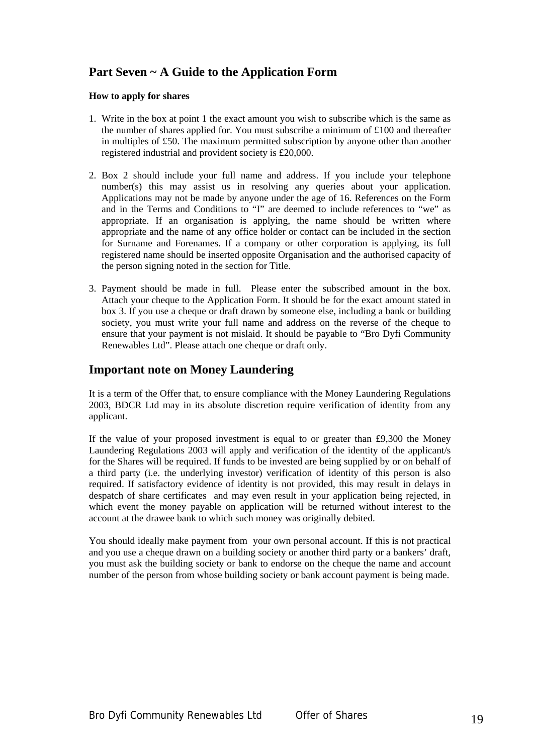## Part Seven ~ A Guide to the Application Form

**How to apply for shares**

1. Write in the box at point 1 the exact amount you wish to subscribe which is the same as the number of shares applied for. You must subscribe a minimum of £100 and thereafter in multiples of £50. The maximum permitted subscription by anyone other than another registered industrial and provident society is £20,000.

2. Box 2 should include your full name and address. If you include your telephone number(s) this may assist us in resolving any queries about your application. Applications may not be made by anyone under the age of 16. References on the Form and in the Terms and Conditions to "I" are deemed to include references to "we" as appropriate. If an organisation is applying, the name should be written where appropriate and the name of any office holder or contact can be included in the section for Surname and Forenames. If a company or other corporation is applying, its full registered name should be inserted opposite Organisation and the authorised capacity of the person signing noted in the section for Title.

3. Payment should be made in full. Please enter the subscribed amount in the box. Attach your cheque to the Application Form. It should be for the exact amount stated in box 3. If you use a cheque or draft drawn by someone else, including a bank or building society, you must write your full name and address on the reverse of the cheque to ensure that your payment is not mislaid. It should be payable to "Bro Dyfi Community Renewables Ltd". Please attach one cheque or draft only.

## Important note on Money Laundering

It is a term of the Offer that, to ensure compliance with the Money Laundering Regulations 2003, BDCR Ltd may in its absolute discretion require verification of identity from any applicant.

If the value of your proposed investment is equal to or greater than £9,300 the Money Laundering Regulations 2003 will apply and verification of the identity of the applicant/s for the Shares will be required. If funds to be invested are being supplied by or on behalf of a third party (i.e. the underlying investor) verification of identity of this person is also required. If satisfactory evidence of identity is not provided, this may result in delays in despatch of share certificates and may even result in your application being rejected, in which event the money payable on application will be returned without interest to the account at the drawee bank to which such money was originally debited.

You should ideally make payment from your own personal account. If this is not practical and you use a cheque drawn on a building society or another third party or a bankers' draft, you must ask the building society or bank to endorse on the cheque the name and account number of the person from whose building society or bank account payment is being made.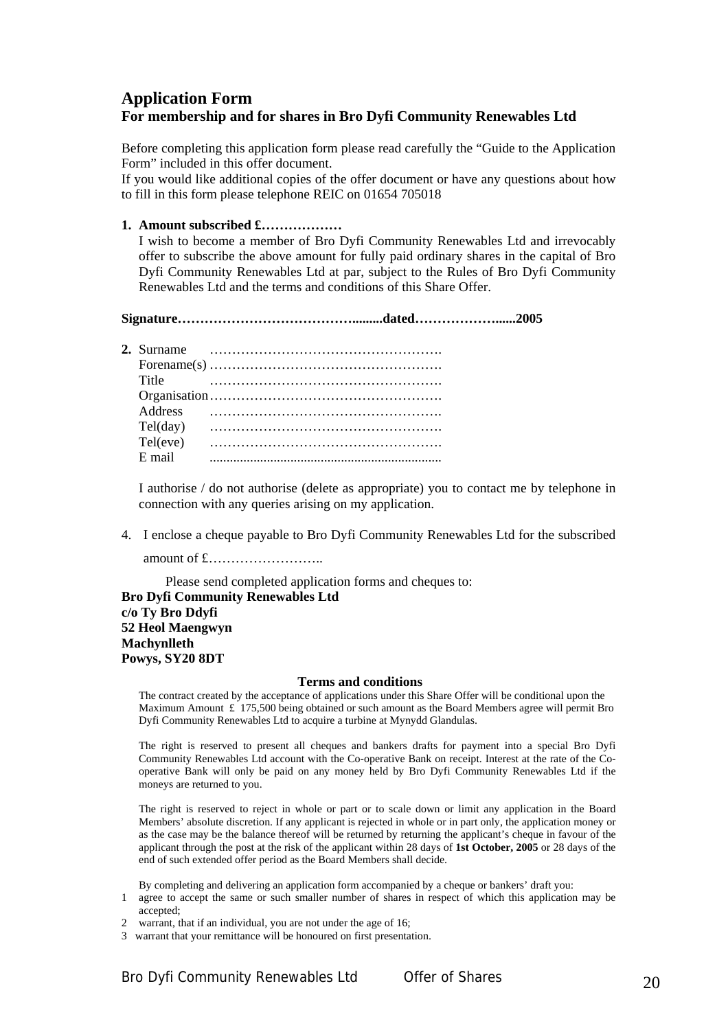# Application Form

### For membership and for shares in Bro Dyfi Community Renewables Ltd

Before completing this application form please read carefully the "Guide to the Application Form" included in this offer document.

If you would like additional copies of the offer document or have any questions about how to fill in this form please telephone REIC on 01654 705018

**1. Amount subscribed £………………**

I wish to become a member of Bro Dyfi Community Renewables Ltd and irrevocably offer to subscribe the above amount for fully paid ordinary shares in the capital of Bro Dyfi Community Renewables Ltd at par, subject to the Rules of Bro Dyfi Community Renewables Ltd and the terms and conditions of this Share Offer.

**Signature…………………………………........dated……………….....2005**

**2.** Surname …………………………………………….

Forename(s) …………………………………………….

Title …………………………………………….

Organisation…………………………………………….

Address …………………………………………….

Tel(day) …………………………………………….

Tel(eve) …………………………………………….

E mail ....................................................................

I authorise / do not authorise (delete as appropriate) you to contact me by telephone in connection with any queries arising on my application.

4. I enclose a cheque payable to Bro Dyfi Community Renewables Ltd for the subscribed amount of £……………………..

Please send completed application forms and cheques to:

**Bro Dyfi Community Renewables Ltd**
**c/o Ty Bro Ddyfi**
**52 Heol Maengwyn**
**Machynlleth**
**Powys, SY20 8DT**

**Terms and conditions**

The contract created by the acceptance of applications under this Share Offer will be conditional upon the Maximum Amount £ 175,500 being obtained or such amount as the Board Members agree will permit Bro Dyfi Community Renewables Ltd to acquire a turbine at Mynydd Glandulas.

The right is reserved to present all cheques and bankers drafts for payment into a special Bro Dyfi Community Renewables Ltd account with the Co-operative Bank on receipt. Interest at the rate of the Co-operative Bank will only be paid on any money held by Bro Dyfi Community Renewables Ltd if the moneys are returned to you.

The right is reserved to reject in whole or part or to scale down or limit any application in the Board Members' absolute discretion. If any applicant is rejected in whole or in part only, the application money or as the case may be the balance thereof will be returned by returning the applicant's cheque in favour of the applicant through the post at the risk of the applicant within 28 days of **1st October, 2005** or 28 days of the end of such extended offer period as the Board Members shall decide.

By completing and delivering an application form accompanied by a cheque or bankers' draft you:

1 agree to accept the same or such smaller number of shares in respect of which this application may be accepted;
2 warrant, that if an individual, you are not under the age of 16;
3 warrant that your remittance will be honoured on first presentation.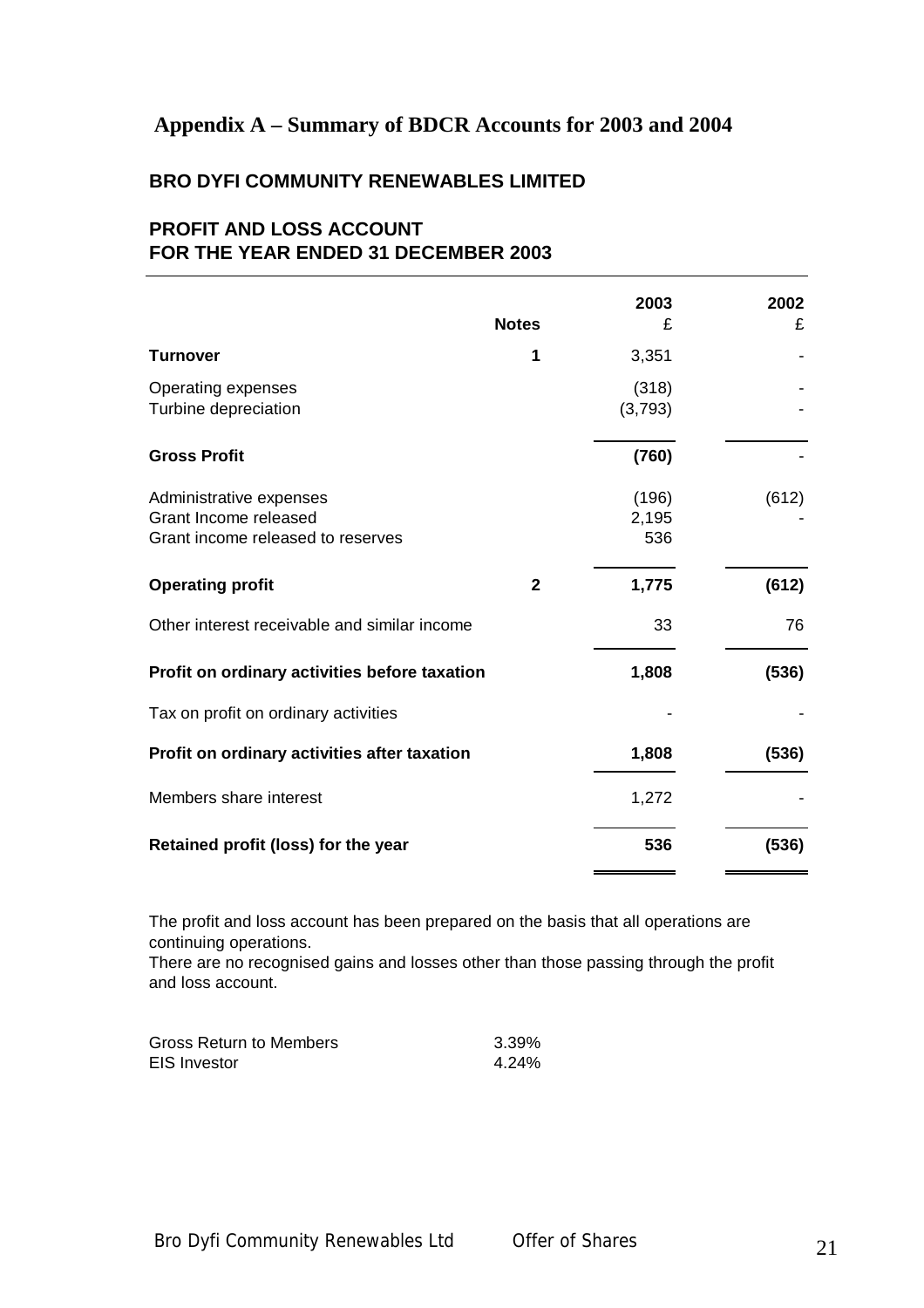## Appendix A – Summary of BDCR Accounts for 2003 and 2004

### BRO DYFI COMMUNITY RENEWABLES LIMITED

### PROFIT AND LOSS ACCOUNT FOR THE YEAR ENDED 31 DECEMBER 2003

| | Notes | 2003 £ | 2002 £ |
|---|---|---|---|
| **Turnover** | 1 | 3,351 | - |
| Operating expenses | | (318) | - |
| Turbine depreciation | | (3,793) | - |
| **Gross Profit** | | **(760)** | - |
| Administrative expenses | | (196) | (612) |
| Grant Income released | | 2,195 | - |
| Grant income released to reserves | | 536 | |
| **Operating profit** | 2 | **1,775** | **(612)** |
| Other interest receivable and similar income | | 33 | 76 |
| **Profit on ordinary activities before taxation** | | **1,808** | **(536)** |
| Tax on profit on ordinary activities | | - | - |
| **Profit on ordinary activities after taxation** | | **1,808** | **(536)** |
| Members share interest | | 1,272 | - |
| **Retained profit (loss) for the year** | | **536** | **(536)** |

The profit and loss account has been prepared on the basis that all operations are continuing operations.
There are no recognised gains and losses other than those passing through the profit and loss account.

| | |
|---|---|
| Gross Return to Members | 3.39% |
| EIS Investor | 4.24% |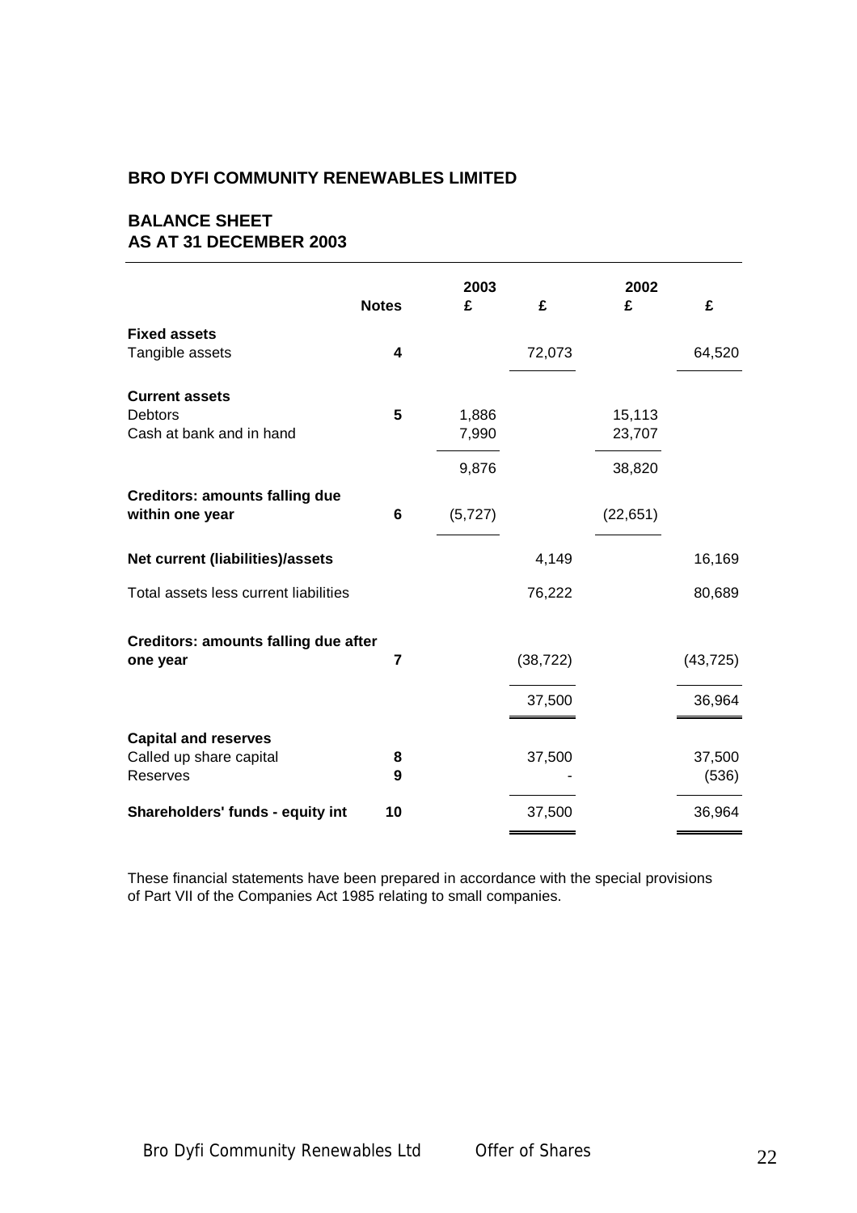## BRO DYFI COMMUNITY RENEWABLES LIMITED

## BALANCE SHEET
## AS AT 31 DECEMBER 2003

| | Notes | 2003 £ | £ | 2002 £ | £ |
|---|---|---|---|---|---|
| **Fixed assets** | | | | | |
| Tangible assets | **4** | | 72,073 | | 64,520 |
| **Current assets** | | | | | |
| Debtors | **5** | 1,886 | | 15,113 | |
| Cash at bank and in hand | | 7,990 | | 23,707 | |
| | | 9,876 | | 38,820 | |
| **Creditors: amounts falling due within one year** | **6** | (5,727) | | (22,651) | |
| **Net current (liabilities)/assets** | | | 4,149 | | 16,169 |
| Total assets less current liabilities | | | 76,222 | | 80,689 |
| **Creditors: amounts falling due after one year** | **7** | | (38,722) | | (43,725) |
| | | | 37,500 | | 36,964 |
| **Capital and reserves** | | | | | |
| Called up share capital | **8** | | 37,500 | | 37,500 |
| Reserves | **9** | | - | | (536) |
| **Shareholders' funds - equity int** | **10** | | 37,500 | | 36,964 |

These financial statements have been prepared in accordance with the special provisions of Part VII of the Companies Act 1985 relating to small companies.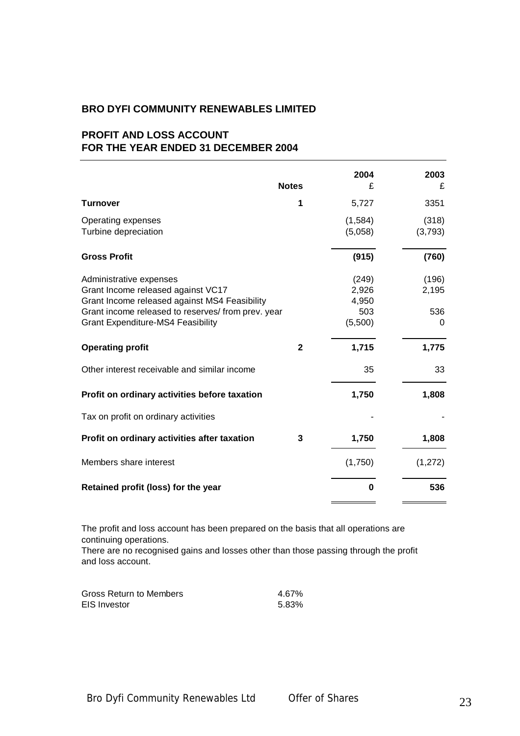## BRO DYFI COMMUNITY RENEWABLES LIMITED

## PROFIT AND LOSS ACCOUNT
## FOR THE YEAR ENDED 31 DECEMBER 2004

| | Notes | 2004 £ | 2003 £ |
|---|---|---|---|
| **Turnover** | 1 | 5,727 | 3351 |
| Operating expenses | | (1,584) | (318) |
| Turbine depreciation | | (5,058) | (3,793) |
| **Gross Profit** | | **(915)** | **(760)** |
| Administrative expenses | | (249) | (196) |
| Grant Income released against VC17 | | 2,926 | 2,195 |
| Grant Income released against MS4 Feasibility | | 4,950 | |
| Grant income released to reserves/ from prev. year | | 503 | 536 |
| Grant Expenditure-MS4 Feasibility | | (5,500) | 0 |
| **Operating profit** | 2 | **1,715** | **1,775** |
| Other interest receivable and similar income | | 35 | 33 |
| **Profit on ordinary activities before taxation** | | **1,750** | **1,808** |
| Tax on profit on ordinary activities | | - | - |
| **Profit on ordinary activities after taxation** | 3 | **1,750** | **1,808** |
| Members share interest | | (1,750) | (1,272) |
| **Retained profit (loss) for the year** | | **0** | **536** |

The profit and loss account has been prepared on the basis that all operations are continuing operations.
There are no recognised gains and losses other than those passing through the profit and loss account.

| | |
|---|---|
| Gross Return to Members | 4.67% |
| EIS Investor | 5.83% |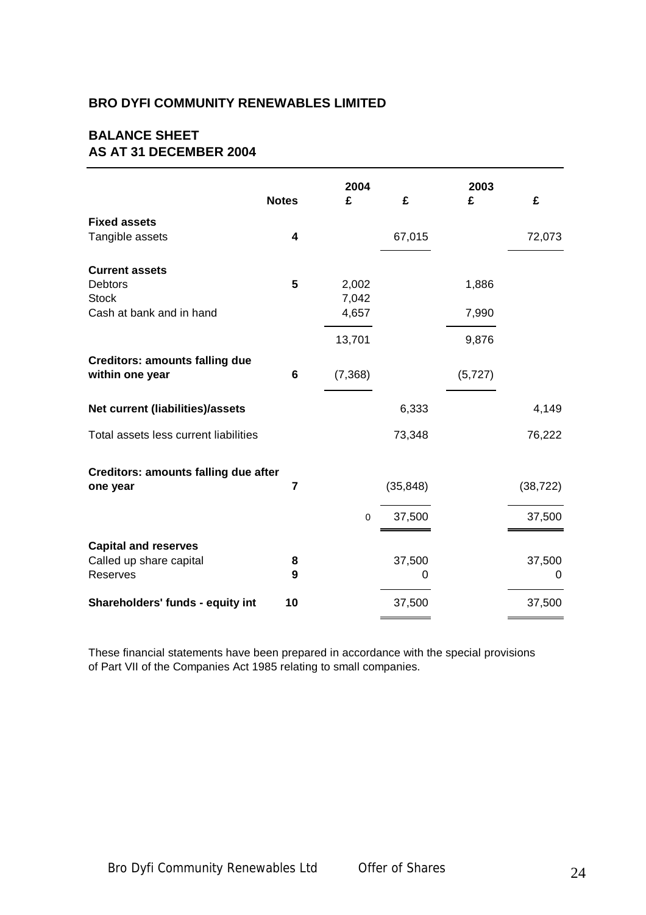**BRO DYFI COMMUNITY RENEWABLES LIMITED**

**BALANCE SHEET**
**AS AT 31 DECEMBER 2004**

| | Notes | 2004 £ | £ | 2003 £ | £ |
|---|---|---|---|---|---|
| **Fixed assets** | | | | | |
| Tangible assets | **4** | | 67,015 | | 72,073 |
| **Current assets** | | | | | |
| Debtors | **5** | 2,002 | | 1,886 | |
| Stock | | 7,042 | | | |
| Cash at bank and in hand | | 4,657 | | 7,990 | |
| | | 13,701 | | 9,876 | |
| **Creditors: amounts falling due within one year** | **6** | (7,368) | | (5,727) | |
| **Net current (liabilities)/assets** | | | 6,333 | | 4,149 |
| Total assets less current liabilities | | | 73,348 | | 76,222 |
| **Creditors: amounts falling due after one year** | **7** | | (35,848) | | (38,722) |
| | | 0 | 37,500 | | 37,500 |
| **Capital and reserves** | | | | | |
| Called up share capital | **8** | | 37,500 | | 37,500 |
| Reserves | **9** | | 0 | | 0 |
| **Shareholders' funds - equity int** | **10** | | 37,500 | | 37,500 |

These financial statements have been prepared in accordance with the special provisions of Part VII of the Companies Act 1985 relating to small companies.